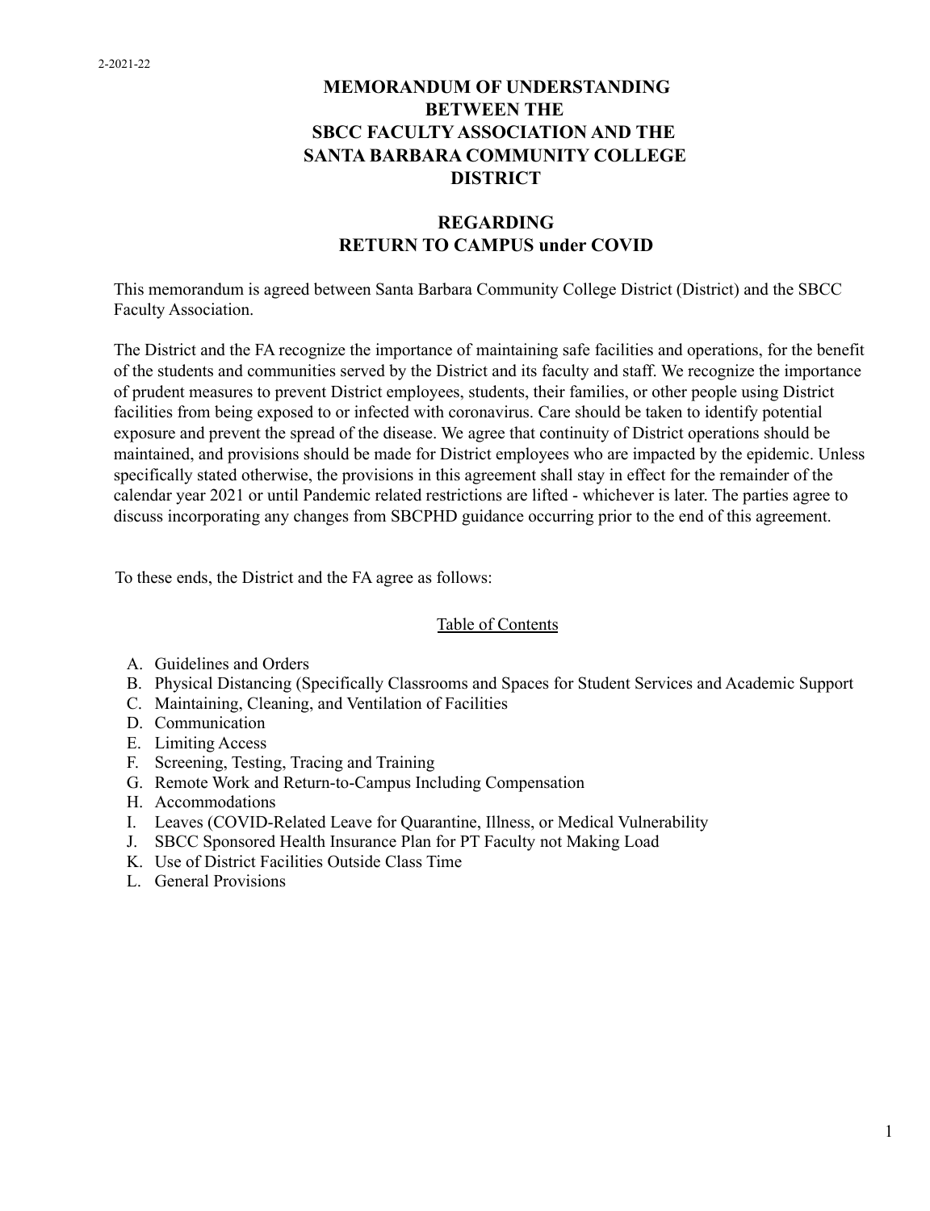2-2021-22

# MEMORANDUM OF UNDERSTANDING BETWEEN THE SBCC FACULTY ASSOCIATION AND THE SANTA BARBARA COMMUNITY COLLEGE DISTRICT

## REGARDING RETURN TO CAMPUS under COVID

This memorandum is agreed between Santa Barbara Community College District (District) and the SBCC Faculty Association.

The District and the FA recognize the importance of maintaining safe facilities and operations, for the benefit of the students and communities served by the District and its faculty and staff. We recognize the importance of prudent measures to prevent District employees, students, their families, or other people using District facilities from being exposed to or infected with coronavirus. Care should be taken to identify potential exposure and prevent the spread of the disease. We agree that continuity of District operations should be maintained, and provisions should be made for District employees who are impacted by the epidemic. Unless specifically stated otherwise, the provisions in this agreement shall stay in effect for the remainder of the calendar year 2021 or until Pandemic related restrictions are lifted - whichever is later. The parties agree to discuss incorporating any changes from SBCPHD guidance occurring prior to the end of this agreement.

To these ends, the District and the FA agree as follows:

<u>Table of Contents</u>

A. Guidelines and Orders
B. Physical Distancing (Specifically Classrooms and Spaces for Student Services and Academic Support
C. Maintaining, Cleaning, and Ventilation of Facilities
D. Communication
E. Limiting Access
F. Screening, Testing, Tracing and Training
G. Remote Work and Return-to-Campus Including Compensation
H. Accommodations
I. Leaves (COVID-Related Leave for Quarantine, Illness, or Medical Vulnerability
J. SBCC Sponsored Health Insurance Plan for PT Faculty not Making Load
K. Use of District Facilities Outside Class Time
L. General Provisions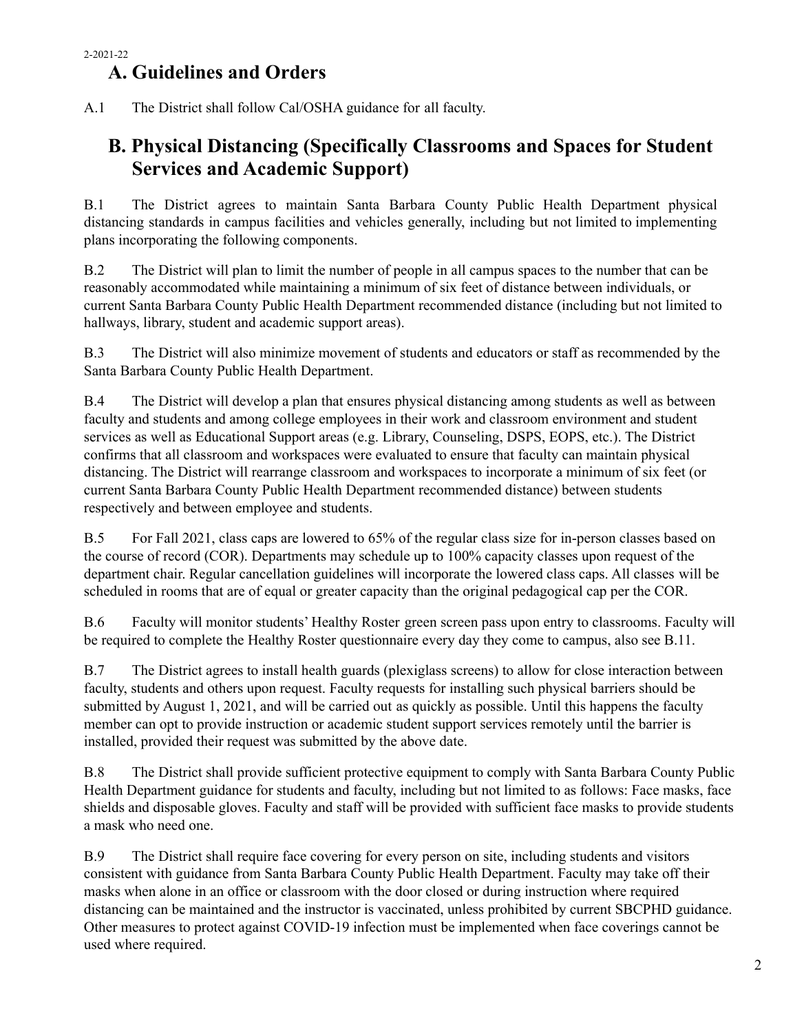## A. Guidelines and Orders

A.1 The District shall follow Cal/OSHA guidance for all faculty.

## B. Physical Distancing (Specifically Classrooms and Spaces for Student Services and Academic Support)

B.1 The District agrees to maintain Santa Barbara County Public Health Department physical distancing standards in campus facilities and vehicles generally, including but not limited to implementing plans incorporating the following components.

B.2 The District will plan to limit the number of people in all campus spaces to the number that can be reasonably accommodated while maintaining a minimum of six feet of distance between individuals, or current Santa Barbara County Public Health Department recommended distance (including but not limited to hallways, library, student and academic support areas).

B.3 The District will also minimize movement of students and educators or staff as recommended by the Santa Barbara County Public Health Department.

B.4 The District will develop a plan that ensures physical distancing among students as well as between faculty and students and among college employees in their work and classroom environment and student services as well as Educational Support areas (e.g. Library, Counseling, DSPS, EOPS, etc.). The District confirms that all classroom and workspaces were evaluated to ensure that faculty can maintain physical distancing. The District will rearrange classroom and workspaces to incorporate a minimum of six feet (or current Santa Barbara County Public Health Department recommended distance) between students respectively and between employee and students.

B.5 For Fall 2021, class caps are lowered to 65% of the regular class size for in-person classes based on the course of record (COR). Departments may schedule up to 100% capacity classes upon request of the department chair. Regular cancellation guidelines will incorporate the lowered class caps. All classes will be scheduled in rooms that are of equal or greater capacity than the original pedagogical cap per the COR.

B.6 Faculty will monitor students' Healthy Roster green screen pass upon entry to classrooms. Faculty will be required to complete the Healthy Roster questionnaire every day they come to campus, also see B.11.

B.7 The District agrees to install health guards (plexiglass screens) to allow for close interaction between faculty, students and others upon request. Faculty requests for installing such physical barriers should be submitted by August 1, 2021, and will be carried out as quickly as possible. Until this happens the faculty member can opt to provide instruction or academic student support services remotely until the barrier is installed, provided their request was submitted by the above date.

B.8 The District shall provide sufficient protective equipment to comply with Santa Barbara County Public Health Department guidance for students and faculty, including but not limited to as follows: Face masks, face shields and disposable gloves. Faculty and staff will be provided with sufficient face masks to provide students a mask who need one.

B.9 The District shall require face covering for every person on site, including students and visitors consistent with guidance from Santa Barbara County Public Health Department. Faculty may take off their masks when alone in an office or classroom with the door closed or during instruction where required distancing can be maintained and the instructor is vaccinated, unless prohibited by current SBCPHD guidance. Other measures to protect against COVID-19 infection must be implemented when face coverings cannot be used where required.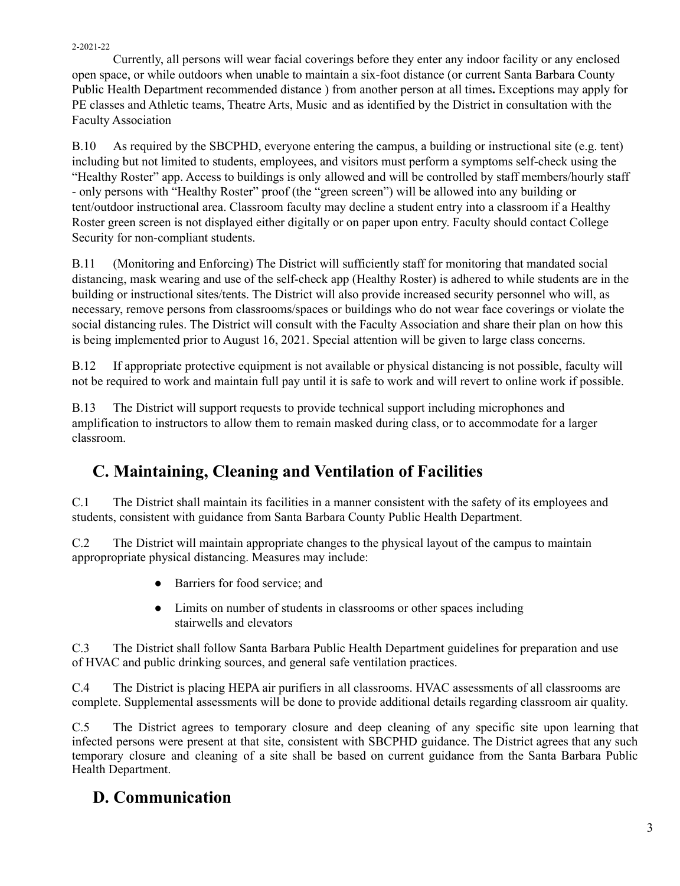2-2021-22

Currently, all persons will wear facial coverings before they enter any indoor facility or any enclosed open space, or while outdoors when unable to maintain a six-foot distance (or current Santa Barbara County Public Health Department recommended distance ) from another person at all times**.** Exceptions may apply for PE classes and Athletic teams, Theatre Arts, Music and as identified by the District in consultation with the Faculty Association

B.10 As required by the SBCPHD, everyone entering the campus, a building or instructional site (e.g. tent) including but not limited to students, employees, and visitors must perform a symptoms self-check using the "Healthy Roster" app. Access to buildings is only allowed and will be controlled by staff members/hourly staff - only persons with "Healthy Roster" proof (the "green screen") will be allowed into any building or tent/outdoor instructional area. Classroom faculty may decline a student entry into a classroom if a Healthy Roster green screen is not displayed either digitally or on paper upon entry. Faculty should contact College Security for non-compliant students.

B.11 (Monitoring and Enforcing) The District will sufficiently staff for monitoring that mandated social distancing, mask wearing and use of the self-check app (Healthy Roster) is adhered to while students are in the building or instructional sites/tents. The District will also provide increased security personnel who will, as necessary, remove persons from classrooms/spaces or buildings who do not wear face coverings or violate the social distancing rules. The District will consult with the Faculty Association and share their plan on how this is being implemented prior to August 16, 2021. Special attention will be given to large class concerns.

B.12 If appropriate protective equipment is not available or physical distancing is not possible, faculty will not be required to work and maintain full pay until it is safe to work and will revert to online work if possible.

B.13 The District will support requests to provide technical support including microphones and amplification to instructors to allow them to remain masked during class, or to accommodate for a larger classroom.

## C. Maintaining, Cleaning and Ventilation of Facilities

C.1 The District shall maintain its facilities in a manner consistent with the safety of its employees and students, consistent with guidance from Santa Barbara County Public Health Department.

C.2 The District will maintain appropriate changes to the physical layout of the campus to maintain appropropriate physical distancing. Measures may include:

- Barriers for food service; and
- Limits on number of students in classrooms or other spaces including stairwells and elevators

C.3 The District shall follow Santa Barbara Public Health Department guidelines for preparation and use of HVAC and public drinking sources, and general safe ventilation practices.

C.4 The District is placing HEPA air purifiers in all classrooms. HVAC assessments of all classrooms are complete. Supplemental assessments will be done to provide additional details regarding classroom air quality.

C.5 The District agrees to temporary closure and deep cleaning of any specific site upon learning that infected persons were present at that site, consistent with SBCPHD guidance. The District agrees that any such temporary closure and cleaning of a site shall be based on current guidance from the Santa Barbara Public Health Department.

## D. Communication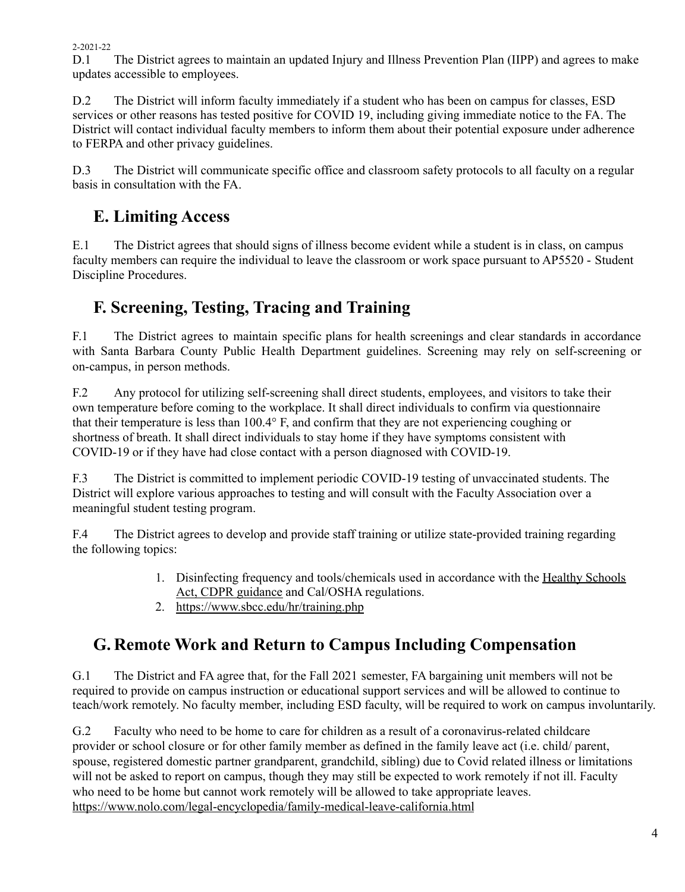2-2021-22

D.1 The District agrees to maintain an updated Injury and Illness Prevention Plan (IIPP) and agrees to make updates accessible to employees.

D.2 The District will inform faculty immediately if a student who has been on campus for classes, ESD services or other reasons has tested positive for COVID 19, including giving immediate notice to the FA. The District will contact individual faculty members to inform them about their potential exposure under adherence to FERPA and other privacy guidelines.

D.3 The District will communicate specific office and classroom safety protocols to all faculty on a regular basis in consultation with the FA.

## E. Limiting Access

E.1 The District agrees that should signs of illness become evident while a student is in class, on campus faculty members can require the individual to leave the classroom or work space pursuant to AP5520 - Student Discipline Procedures.

## F. Screening, Testing, Tracing and Training

F.1 The District agrees to maintain specific plans for health screenings and clear standards in accordance with Santa Barbara County Public Health Department guidelines. Screening may rely on self-screening or on-campus, in person methods.

F.2 Any protocol for utilizing self-screening shall direct students, employees, and visitors to take their own temperature before coming to the workplace. It shall direct individuals to confirm via questionnaire that their temperature is less than 100.4° F, and confirm that they are not experiencing coughing or shortness of breath. It shall direct individuals to stay home if they have symptoms consistent with COVID-19 or if they have had close contact with a person diagnosed with COVID-19.

F.3 The District is committed to implement periodic COVID-19 testing of unvaccinated students. The District will explore various approaches to testing and will consult with the Faculty Association over a meaningful student testing program.

F.4 The District agrees to develop and provide staff training or utilize state-provided training regarding the following topics:

1. Disinfecting frequency and tools/chemicals used in accordance with the Healthy Schools Act, CDPR guidance and Cal/OSHA regulations.
2. https://www.sbcc.edu/hr/training.php

## G. Remote Work and Return to Campus Including Compensation

G.1 The District and FA agree that, for the Fall 2021 semester, FA bargaining unit members will not be required to provide on campus instruction or educational support services and will be allowed to continue to teach/work remotely. No faculty member, including ESD faculty, will be required to work on campus involuntarily.

G.2 Faculty who need to be home to care for children as a result of a coronavirus-related childcare provider or school closure or for other family member as defined in the family leave act (i.e. child/ parent, spouse, registered domestic partner grandparent, grandchild, sibling) due to Covid related illness or limitations will not be asked to report on campus, though they may still be expected to work remotely if not ill. Faculty who need to be home but cannot work remotely will be allowed to take appropriate leaves. https://www.nolo.com/legal-encyclopedia/family-medical-leave-california.html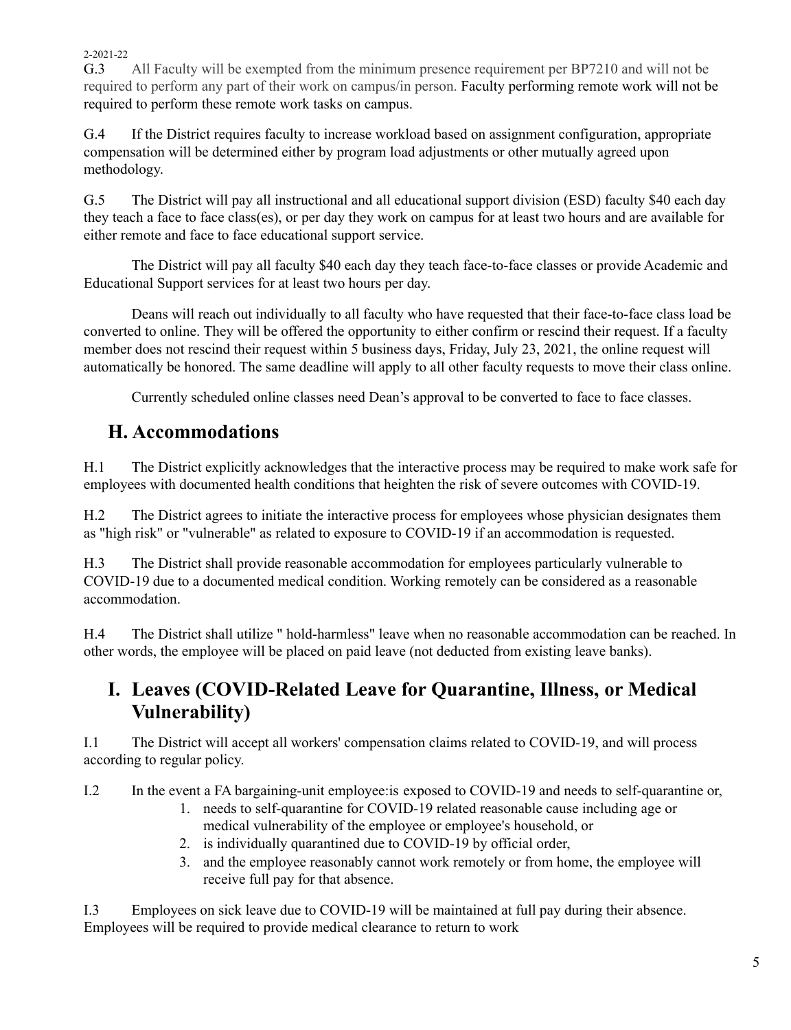2-2021-22

G.3 All Faculty will be exempted from the minimum presence requirement per BP7210 and will not be required to perform any part of their work on campus/in person. Faculty performing remote work will not be required to perform these remote work tasks on campus.

G.4 If the District requires faculty to increase workload based on assignment configuration, appropriate compensation will be determined either by program load adjustments or other mutually agreed upon methodology.

G.5 The District will pay all instructional and all educational support division (ESD) faculty $40 each day they teach a face to face class(es), or per day they work on campus for at least two hours and are available for either remote and face to face educational support service.

The District will pay all faculty $40 each day they teach face-to-face classes or provide Academic and Educational Support services for at least two hours per day.

Deans will reach out individually to all faculty who have requested that their face-to-face class load be converted to online. They will be offered the opportunity to either confirm or rescind their request. If a faculty member does not rescind their request within 5 business days, Friday, July 23, 2021, the online request will automatically be honored. The same deadline will apply to all other faculty requests to move their class online.

Currently scheduled online classes need Dean's approval to be converted to face to face classes.

## H. Accommodations

H.1 The District explicitly acknowledges that the interactive process may be required to make work safe for employees with documented health conditions that heighten the risk of severe outcomes with COVID-19.

H.2 The District agrees to initiate the interactive process for employees whose physician designates them as "high risk" or "vulnerable" as related to exposure to COVID-19 if an accommodation is requested.

H.3 The District shall provide reasonable accommodation for employees particularly vulnerable to COVID-19 due to a documented medical condition. Working remotely can be considered as a reasonable accommodation.

H.4 The District shall utilize " hold-harmless" leave when no reasonable accommodation can be reached. In other words, the employee will be placed on paid leave (not deducted from existing leave banks).

## I. Leaves (COVID-Related Leave for Quarantine, Illness, or Medical Vulnerability)

I.1 The District will accept all workers' compensation claims related to COVID-19, and will process according to regular policy.

I.2 In the event a FA bargaining-unit employee:is exposed to COVID-19 and needs to self-quarantine or,

1. needs to self-quarantine for COVID-19 related reasonable cause including age or medical vulnerability of the employee or employee's household, or
2. is individually quarantined due to COVID-19 by official order,
3. and the employee reasonably cannot work remotely or from home, the employee will receive full pay for that absence.

I.3 Employees on sick leave due to COVID-19 will be maintained at full pay during their absence. Employees will be required to provide medical clearance to return to work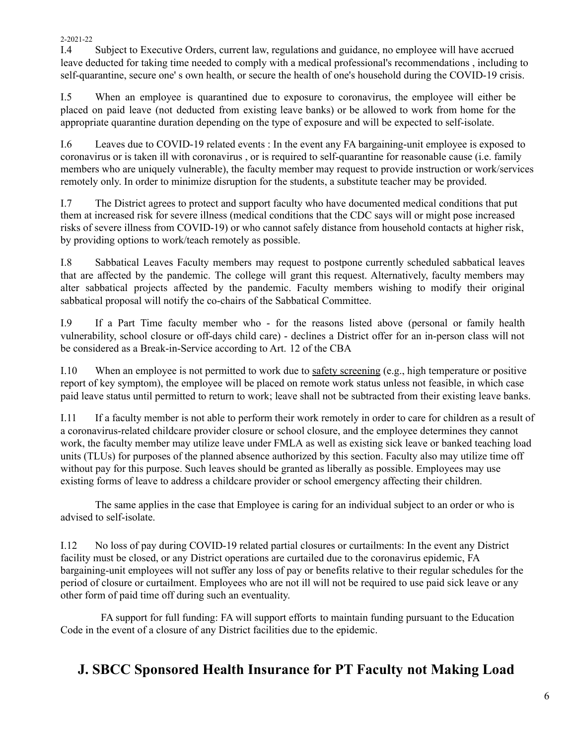I.4 Subject to Executive Orders, current law, regulations and guidance, no employee will have accrued leave deducted for taking time needed to comply with a medical professional's recommendations , including to self-quarantine, secure one' s own health, or secure the health of one's household during the COVID-19 crisis.

I.5 When an employee is quarantined due to exposure to coronavirus, the employee will either be placed on paid leave (not deducted from existing leave banks) or be allowed to work from home for the appropriate quarantine duration depending on the type of exposure and will be expected to self-isolate.

I.6 Leaves due to COVID-19 related events : In the event any FA bargaining-unit employee is exposed to coronavirus or is taken ill with coronavirus , or is required to self-quarantine for reasonable cause (i.e. family members who are uniquely vulnerable), the faculty member may request to provide instruction or work/services remotely only. In order to minimize disruption for the students, a substitute teacher may be provided.

I.7 The District agrees to protect and support faculty who have documented medical conditions that put them at increased risk for severe illness (medical conditions that the CDC says will or might pose increased risks of severe illness from COVID-19) or who cannot safely distance from household contacts at higher risk, by providing options to work/teach remotely as possible.

I.8 Sabbatical Leaves Faculty members may request to postpone currently scheduled sabbatical leaves that are affected by the pandemic. The college will grant this request. Alternatively, faculty members may alter sabbatical projects affected by the pandemic. Faculty members wishing to modify their original sabbatical proposal will notify the co-chairs of the Sabbatical Committee.

I.9 If a Part Time faculty member who - for the reasons listed above (personal or family health vulnerability, school closure or off-days child care) - declines a District offer for an in-person class will not be considered as a Break-in-Service according to Art. 12 of the CBA

I.10 When an employee is not permitted to work due to safety screening (e.g., high temperature or positive report of key symptom), the employee will be placed on remote work status unless not feasible, in which case paid leave status until permitted to return to work; leave shall not be subtracted from their existing leave banks.

I.11 If a faculty member is not able to perform their work remotely in order to care for children as a result of a coronavirus-related childcare provider closure or school closure, and the employee determines they cannot work, the faculty member may utilize leave under FMLA as well as existing sick leave or banked teaching load units (TLUs) for purposes of the planned absence authorized by this section. Faculty also may utilize time off without pay for this purpose. Such leaves should be granted as liberally as possible. Employees may use existing forms of leave to address a childcare provider or school emergency affecting their children.

The same applies in the case that Employee is caring for an individual subject to an order or who is advised to self-isolate.

I.12 No loss of pay during COVID-19 related partial closures or curtailments: In the event any District facility must be closed, or any District operations are curtailed due to the coronavirus epidemic, FA bargaining-unit employees will not suffer any loss of pay or benefits relative to their regular schedules for the period of closure or curtailment. Employees who are not ill will not be required to use paid sick leave or any other form of paid time off during such an eventuality.

FA support for full funding: FA will support efforts to maintain funding pursuant to the Education Code in the event of a closure of any District facilities due to the epidemic.

## J. SBCC Sponsored Health Insurance for PT Faculty not Making Load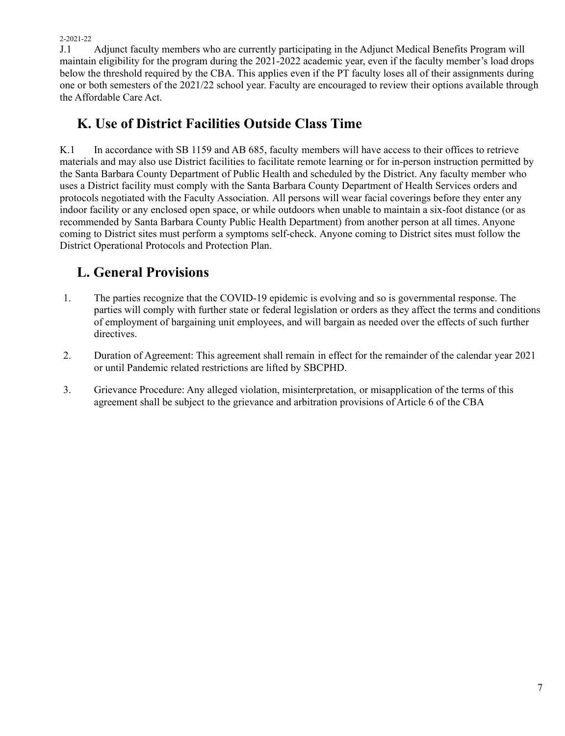2-2021-22

J.1 Adjunct faculty members who are currently participating in the Adjunct Medical Benefits Program will maintain eligibility for the program during the 2021-2022 academic year, even if the faculty member's load drops below the threshold required by the CBA. This applies even if the PT faculty loses all of their assignments during one or both semesters of the 2021/22 school year. Faculty are encouraged to review their options available through the Affordable Care Act.

## K. Use of District Facilities Outside Class Time

K.1 In accordance with SB 1159 and AB 685, faculty members will have access to their offices to retrieve materials and may also use District facilities to facilitate remote learning or for in-person instruction permitted by the Santa Barbara County Department of Public Health and scheduled by the District. Any faculty member who uses a District facility must comply with the Santa Barbara County Department of Health Services orders and protocols negotiated with the Faculty Association. All persons will wear facial coverings before they enter any indoor facility or any enclosed open space, or while outdoors when unable to maintain a six-foot distance (or as recommended by Santa Barbara County Public Health Department) from another person at all times. Anyone coming to District sites must perform a symptoms self-check. Anyone coming to District sites must follow the District Operational Protocols and Protection Plan.

## L. General Provisions

1. The parties recognize that the COVID-19 epidemic is evolving and so is governmental response. The parties will comply with further state or federal legislation or orders as they affect the terms and conditions of employment of bargaining unit employees, and will bargain as needed over the effects of such further directives.
2. Duration of Agreement: This agreement shall remain in effect for the remainder of the calendar year 2021 or until Pandemic related restrictions are lifted by SBCPHD.
3. Grievance Procedure: Any alleged violation, misinterpretation, or misapplication of the terms of this agreement shall be subject to the grievance and arbitration provisions of Article 6 of the CBA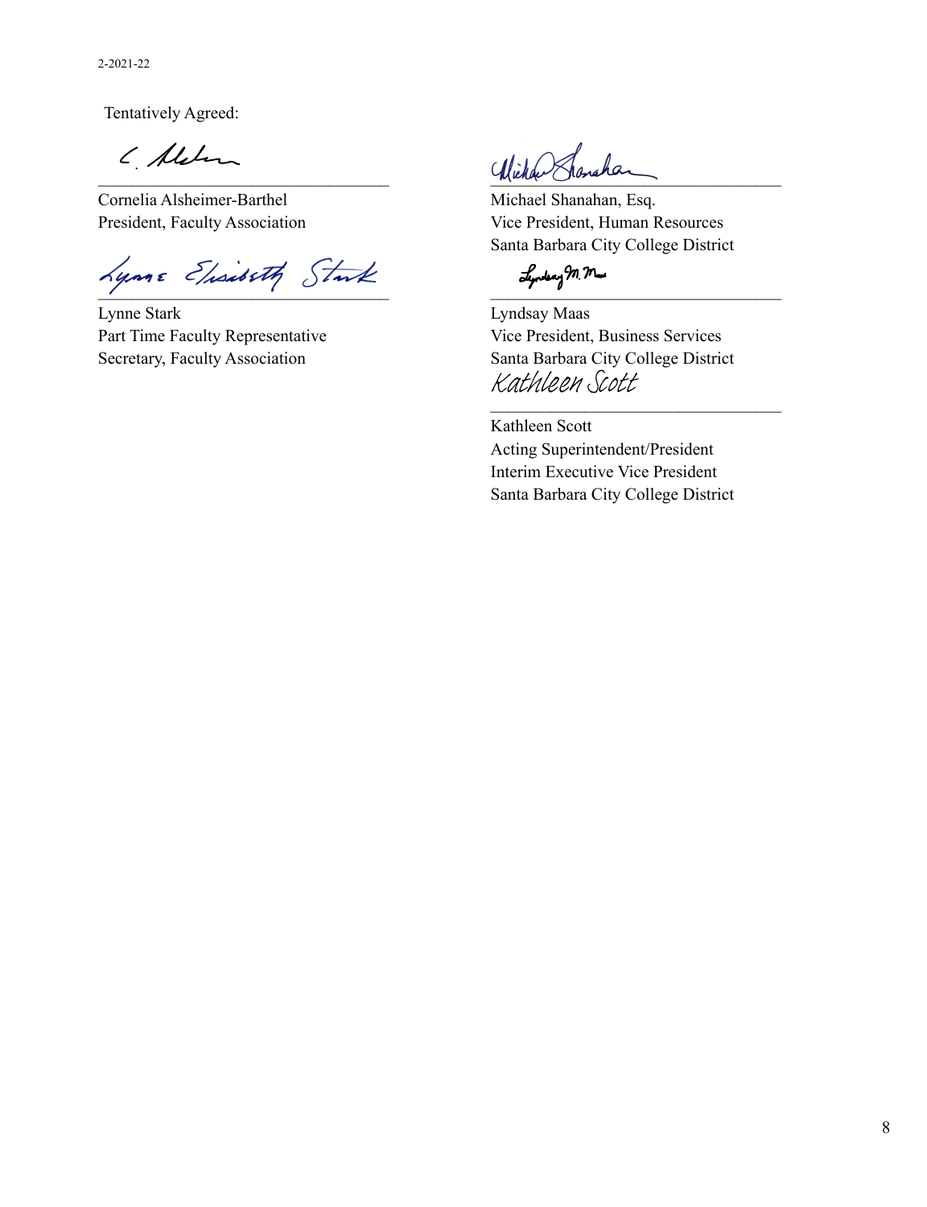Tentatively Agreed:

C. Alsheimer

___________________________________

Cornelia Alsheimer-Barthel
President, Faculty Association

Lynne Elisabeth Stark

___________________________________

Lynne Stark
Part Time Faculty Representative
Secretary, Faculty Association

Michael Shanahan

___________________________________

Michael Shanahan, Esq.
Vice President, Human Resources
Santa Barbara City College District

Lyndsay M. Maas

___________________________________

Lyndsay Maas
Vice President, Business Services
Santa Barbara City College District

Kathleen Scott

___________________________________

Kathleen Scott
Acting Superintendent/President
Interim Executive Vice President
Santa Barbara City College District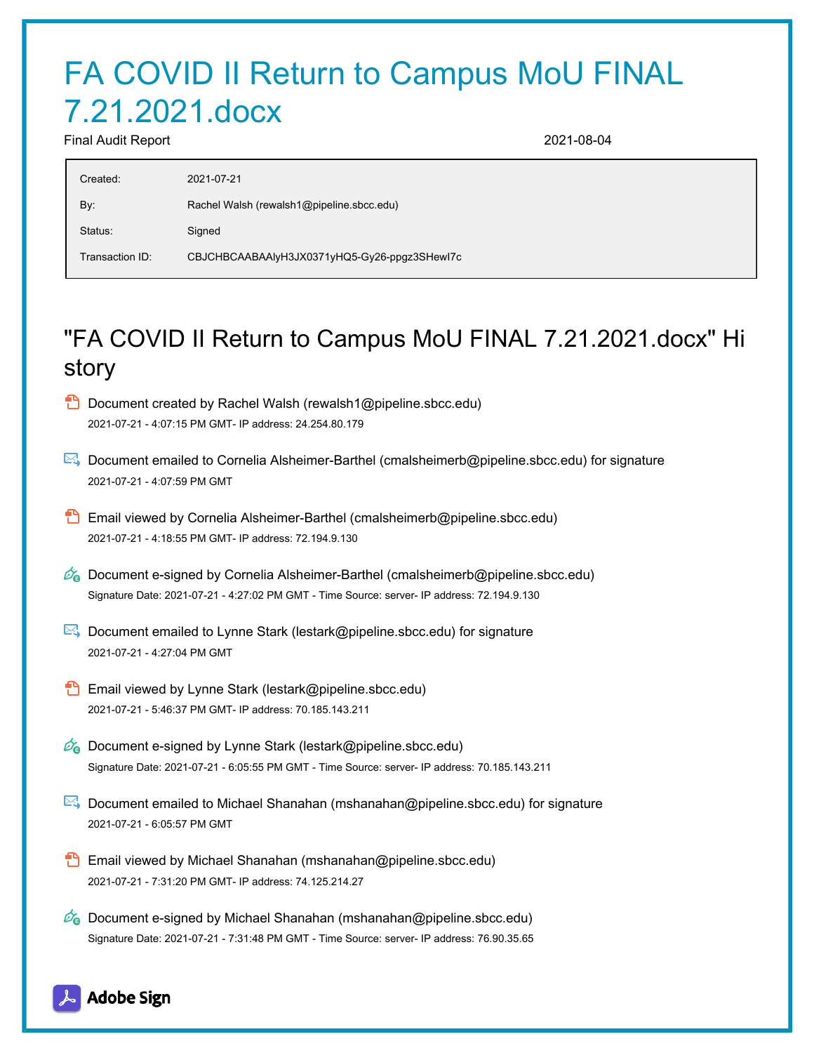# FA COVID II Return to Campus MoU FINAL 7.21.2021.docx

Final Audit Report 2021-08-04

| | |
|---|---|
| Created: | 2021-07-21 |
| By: | Rachel Walsh (rewalsh1@pipeline.sbcc.edu) |
| Status: | Signed |
| Transaction ID: | CBJCHBCAABAAlyH3JX0371yHQ5-Gy26-ppgz3SHewI7c |

## "FA COVID II Return to Campus MoU FINAL 7.21.2021.docx" History

- Document created by Rachel Walsh (rewalsh1@pipeline.sbcc.edu)
  2021-07-21 - 4:07:15 PM GMT- IP address: 24.254.80.179

- Document emailed to Cornelia Alsheimer-Barthel (cmalsheimerb@pipeline.sbcc.edu) for signature
  2021-07-21 - 4:07:59 PM GMT

- Email viewed by Cornelia Alsheimer-Barthel (cmalsheimerb@pipeline.sbcc.edu)
  2021-07-21 - 4:18:55 PM GMT- IP address: 72.194.9.130

- Document e-signed by Cornelia Alsheimer-Barthel (cmalsheimerb@pipeline.sbcc.edu)
  Signature Date: 2021-07-21 - 4:27:02 PM GMT - Time Source: server- IP address: 72.194.9.130

- Document emailed to Lynne Stark (lestark@pipeline.sbcc.edu) for signature
  2021-07-21 - 4:27:04 PM GMT

- Email viewed by Lynne Stark (lestark@pipeline.sbcc.edu)
  2021-07-21 - 5:46:37 PM GMT- IP address: 70.185.143.211

- Document e-signed by Lynne Stark (lestark@pipeline.sbcc.edu)
  Signature Date: 2021-07-21 - 6:05:55 PM GMT - Time Source: server- IP address: 70.185.143.211

- Document emailed to Michael Shanahan (mshanahan@pipeline.sbcc.edu) for signature
  2021-07-21 - 6:05:57 PM GMT

- Email viewed by Michael Shanahan (mshanahan@pipeline.sbcc.edu)
  2021-07-21 - 7:31:20 PM GMT- IP address: 74.125.214.27

- Document e-signed by Michael Shanahan (mshanahan@pipeline.sbcc.edu)
  Signature Date: 2021-07-21 - 7:31:48 PM GMT - Time Source: server- IP address: 76.90.35.65

Adobe Sign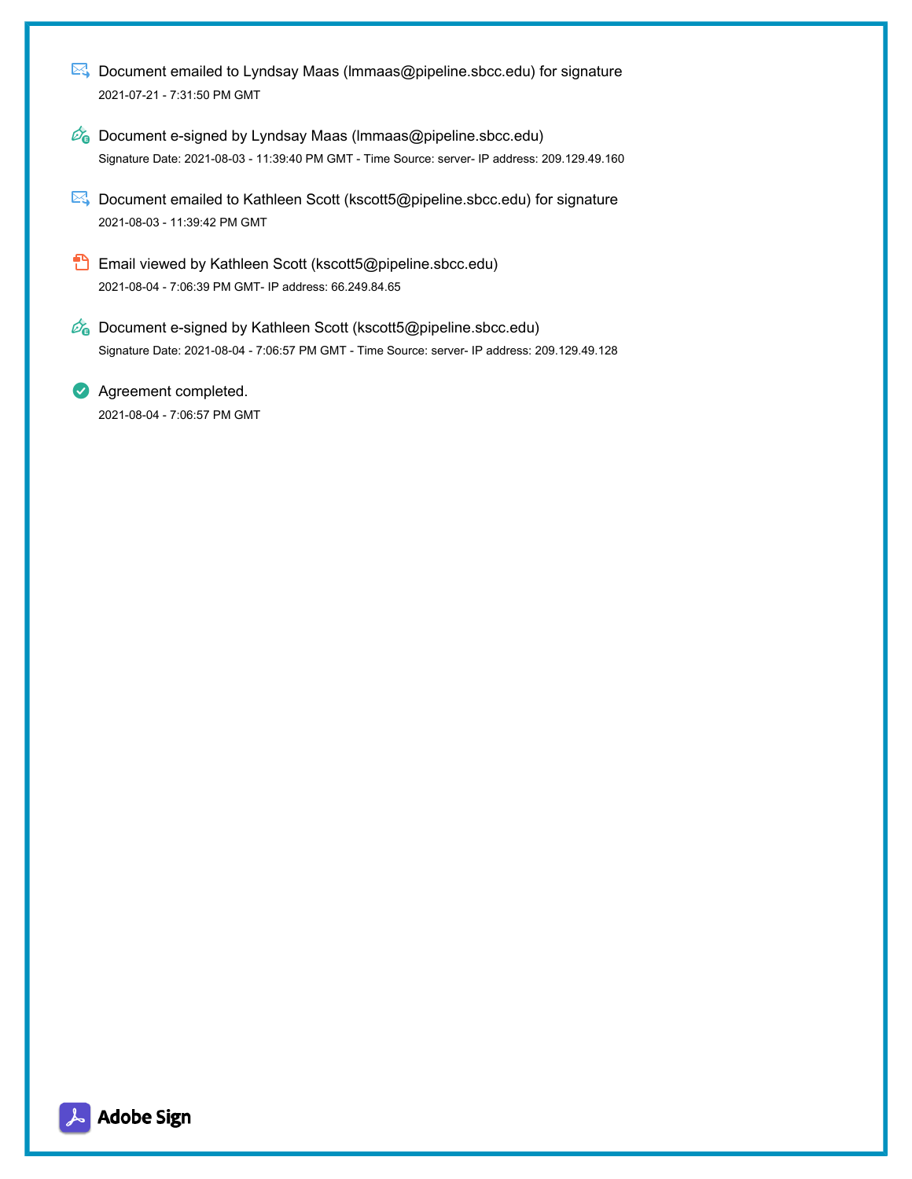Document emailed to Lyndsay Maas (lmmaas@pipeline.sbcc.edu) for signature
2021-07-21 - 7:31:50 PM GMT

Document e-signed by Lyndsay Maas (lmmaas@pipeline.sbcc.edu)
Signature Date: 2021-08-03 - 11:39:40 PM GMT - Time Source: server- IP address: 209.129.49.160

Document emailed to Kathleen Scott (kscott5@pipeline.sbcc.edu) for signature
2021-08-03 - 11:39:42 PM GMT

Email viewed by Kathleen Scott (kscott5@pipeline.sbcc.edu)
2021-08-04 - 7:06:39 PM GMT- IP address: 66.249.84.65

Document e-signed by Kathleen Scott (kscott5@pipeline.sbcc.edu)
Signature Date: 2021-08-04 - 7:06:57 PM GMT - Time Source: server- IP address: 209.129.49.128

Agreement completed.
2021-08-04 - 7:06:57 PM GMT

Adobe Sign